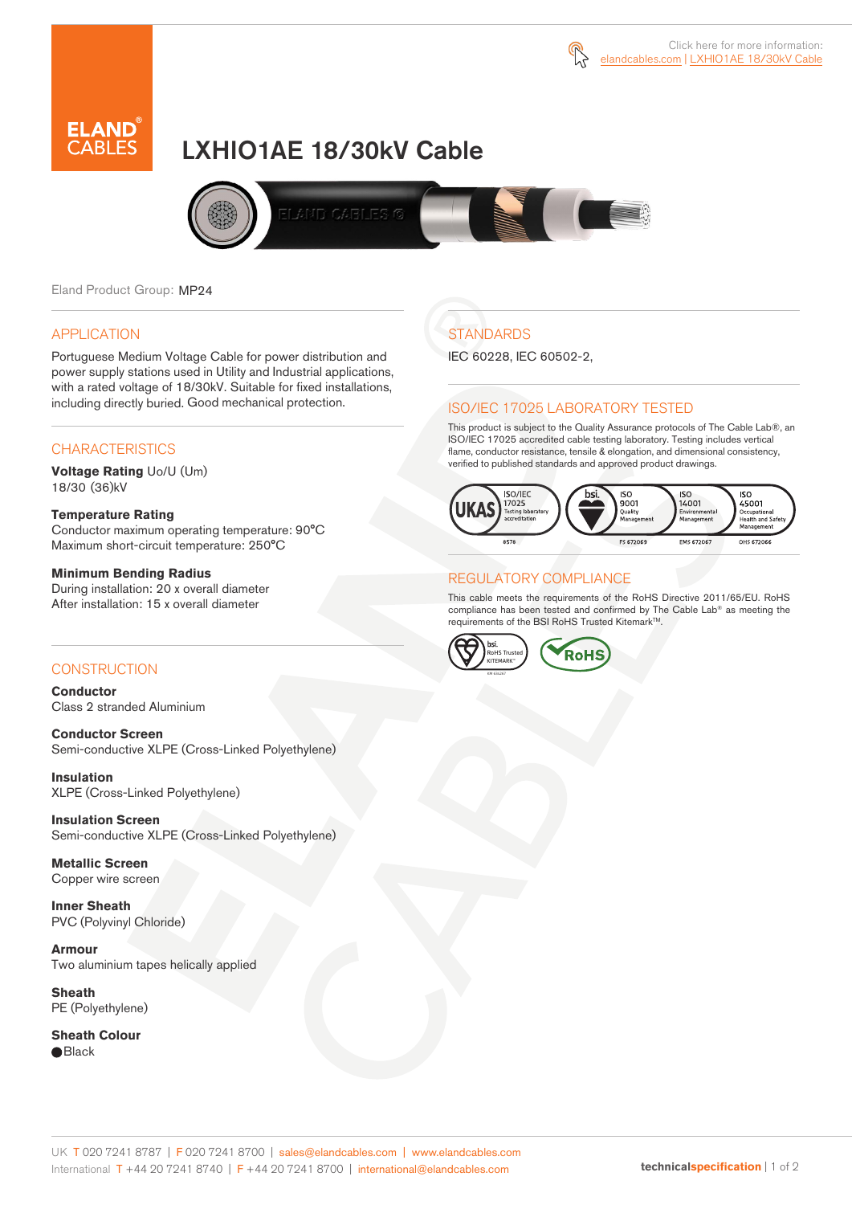Click here for more information: elandcables.com | LXHIO1AE 18/30kV Cable

# LXHIO1AE 18/30kV Cable

Eland Product Group: MP24

## APPLICATION

Portuguese Medium Voltage Cable for power distribution and power supply stations used in Utility and Industrial applications, with a rated voltage of 18/30kV. Suitable for fixed installations, including directly buried. Good mechanical protection.

## CHARACTERISTICS

**Voltage Rating** Uo/U (Um)
18/30 (36)kV

**Temperature Rating**
Conductor maximum operating temperature: 90°C
Maximum short-circuit temperature: 250°C

**Minimum Bending Radius**
During installation: 20 x overall diameter
After installation: 15 x overall diameter

## CONSTRUCTION

**Conductor**
Class 2 stranded Aluminium

**Conductor Screen**
Semi-conductive XLPE (Cross-Linked Polyethylene)

**Insulation**
XLPE (Cross-Linked Polyethylene)

**Insulation Screen**
Semi-conductive XLPE (Cross-Linked Polyethylene)

**Metallic Screen**
Copper wire screen

**Inner Sheath**
PVC (Polyvinyl Chloride)

**Armour**
Two aluminium tapes helically applied

**Sheath**
PE (Polyethylene)

**Sheath Colour**
● Black

## STANDARDS

IEC 60228, IEC 60502-2,

## ISO/IEC 17025 LABORATORY TESTED

This product is subject to the Quality Assurance protocols of The Cable Lab®, an ISO/IEC 17025 accredited cable testing laboratory. Testing includes vertical flame, conductor resistance, tensile & elongation, and dimensional consistency, verified to published standards and approved product drawings.

UKAS ISO/IEC 17025 Testing laboratory accreditation 8578 | bsi. ISO 9001 Quality Management FS 672069 | ISO 14001 Environmental Management EMS 672067 | ISO 45001 Occupational Health and Safety Management OHS 672066

## REGULATORY COMPLIANCE

This cable meets the requirements of the RoHS Directive 2011/65/EU. RoHS compliance has been tested and confirmed by The Cable Lab® as meeting the requirements of the BSI RoHS Trusted Kitemark™.

bsi. RoHS Trusted KITEMARK™ | RoHS

UK T 020 7241 8787 | F 020 7241 8700 | sales@elandcables.com | www.elandcables.com
International T +44 20 7241 8740 | F +44 20 7241 8700 | international@elandcables.com

technicalspecification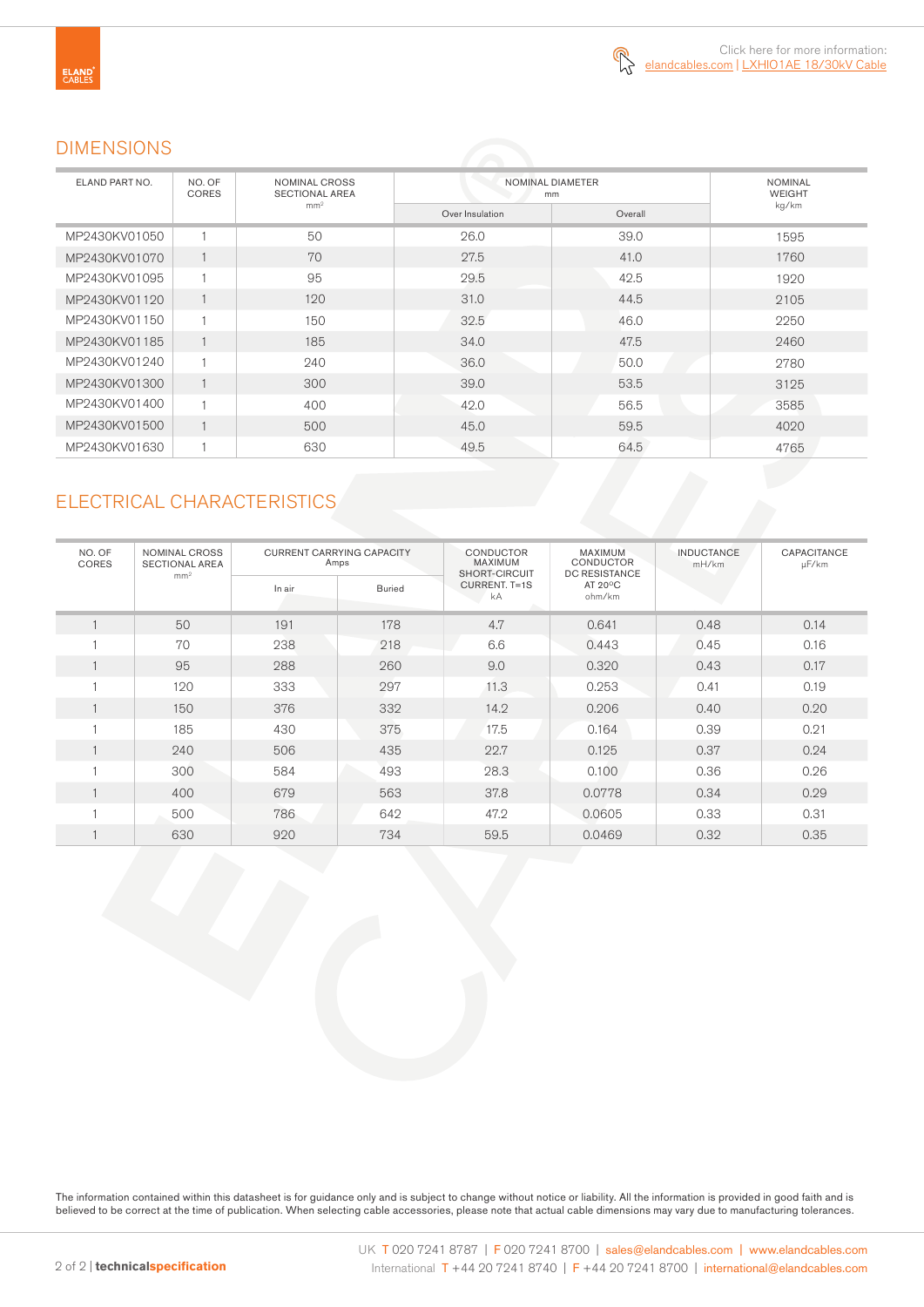Click here for more information: elandcables.com | LXHIO1AE 18/30kV Cable

## DIMENSIONS

| ELAND PART NO. | NO. OF CORES | NOMINAL CROSS SECTIONAL AREA mm² | NOMINAL DIAMETER mm | | NOMINAL WEIGHT kg/km |
|---|---|---|---|---|---|
| | | | Over Insulation | Overall | |
| MP2430KV01050 | 1 | 50 | 26.0 | 39.0 | 1595 |
| MP2430KV01070 | 1 | 70 | 27.5 | 41.0 | 1760 |
| MP2430KV01095 | 1 | 95 | 29.5 | 42.5 | 1920 |
| MP2430KV01120 | 1 | 120 | 31.0 | 44.5 | 2105 |
| MP2430KV01150 | 1 | 150 | 32.5 | 46.0 | 2250 |
| MP2430KV01185 | 1 | 185 | 34.0 | 47.5 | 2460 |
| MP2430KV01240 | 1 | 240 | 36.0 | 50.0 | 2780 |
| MP2430KV01300 | 1 | 300 | 39.0 | 53.5 | 3125 |
| MP2430KV01400 | 1 | 400 | 42.0 | 56.5 | 3585 |
| MP2430KV01500 | 1 | 500 | 45.0 | 59.5 | 4020 |
| MP2430KV01630 | 1 | 630 | 49.5 | 64.5 | 4765 |

## ELECTRICAL CHARACTERISTICS

| NO. OF CORES | NOMINAL CROSS SECTIONAL AREA mm² | CURRENT CARRYING CAPACITY Amps | | CONDUCTOR MAXIMUM SHORT-CIRCUIT CURRENT. T=1S kA | MAXIMUM CONDUCTOR DC RESISTANCE AT 20°C ohm/km | INDUCTANCE mH/km | CAPACITANCE µF/km |
|---|---|---|---|---|---|---|---|
| | | In air | Buried | | | | |
| 1 | 50 | 191 | 178 | 4.7 | 0.641 | 0.48 | 0.14 |
| 1 | 70 | 238 | 218 | 6.6 | 0.443 | 0.45 | 0.16 |
| 1 | 95 | 288 | 260 | 9.0 | 0.320 | 0.43 | 0.17 |
| 1 | 120 | 333 | 297 | 11.3 | 0.253 | 0.41 | 0.19 |
| 1 | 150 | 376 | 332 | 14.2 | 0.206 | 0.40 | 0.20 |
| 1 | 185 | 430 | 375 | 17.5 | 0.164 | 0.39 | 0.21 |
| 1 | 240 | 506 | 435 | 22.7 | 0.125 | 0.37 | 0.24 |
| 1 | 300 | 584 | 493 | 28.3 | 0.100 | 0.36 | 0.26 |
| 1 | 400 | 679 | 563 | 37.8 | 0.0778 | 0.34 | 0.29 |
| 1 | 500 | 786 | 642 | 47.2 | 0.0605 | 0.33 | 0.31 |
| 1 | 630 | 920 | 734 | 59.5 | 0.0469 | 0.32 | 0.35 |

The information contained within this datasheet is for guidance only and is subject to change without notice or liability. All the information is provided in good faith and is believed to be correct at the time of publication. When selecting cable accessories, please note that actual cable dimensions may vary due to manufacturing tolerances.

UK T 020 7241 8787 | F 020 7241 8700 | sales@elandcables.com | www.elandcables.com
International T +44 20 7241 8740 | F +44 20 7241 8700 | international@elandcables.com